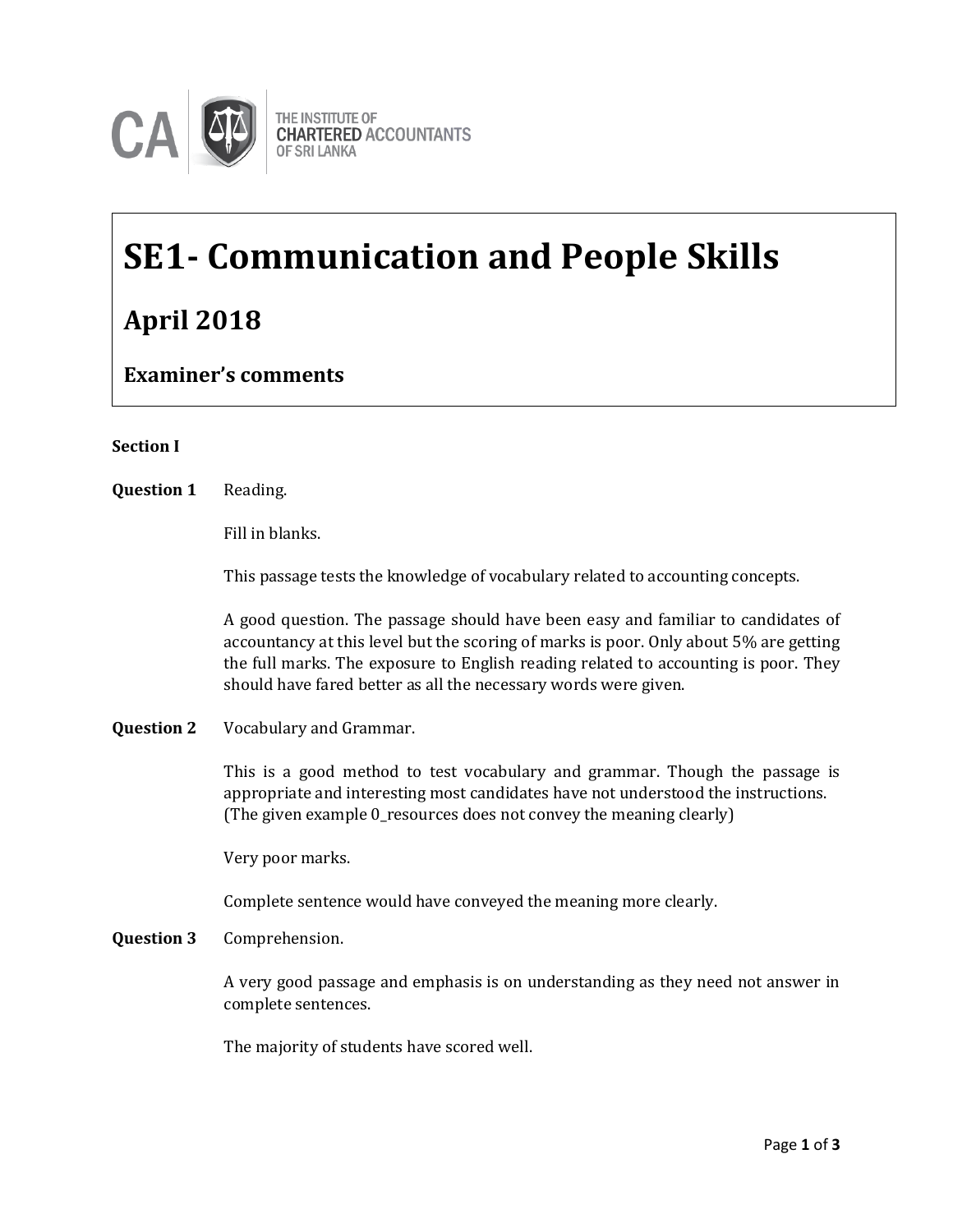THE INSTITUTE OF CHARTERED ACCOUNTANTS OF SRI LANKA

# SE1- Communication and People Skills

## April 2018

### Examiner's comments

**Section I**

**Question 1** Reading.

Fill in blanks.

This passage tests the knowledge of vocabulary related to accounting concepts.

A good question. The passage should have been easy and familiar to candidates of accountancy at this level but the scoring of marks is poor. Only about 5% are getting the full marks. The exposure to English reading related to accounting is poor. They should have fared better as all the necessary words were given.

**Question 2** Vocabulary and Grammar.

This is a good method to test vocabulary and grammar. Though the passage is appropriate and interesting most candidates have not understood the instructions. (The given example 0_resources does not convey the meaning clearly)

Very poor marks.

Complete sentence would have conveyed the meaning more clearly.

**Question 3** Comprehension.

A very good passage and emphasis is on understanding as they need not answer in complete sentences.

The majority of students have scored well.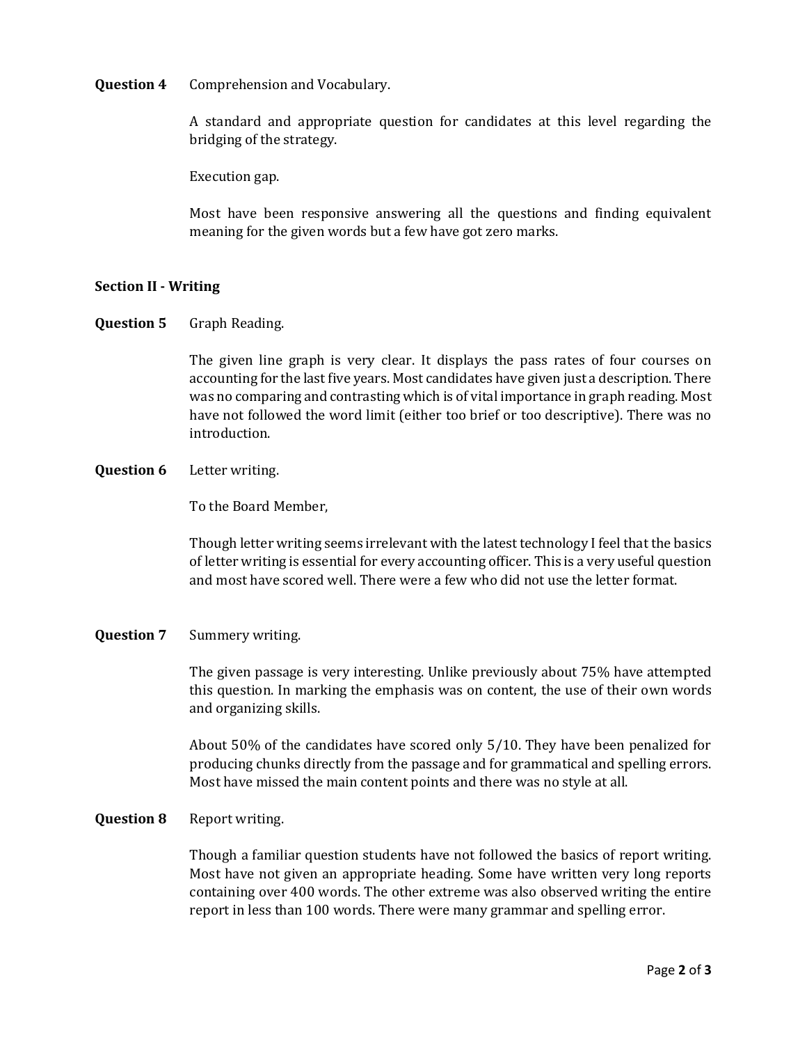**Question 4** Comprehension and Vocabulary.

A standard and appropriate question for candidates at this level regarding the bridging of the strategy.

Execution gap.

Most have been responsive answering all the questions and finding equivalent meaning for the given words but a few have got zero marks.

**Section II - Writing**

**Question 5** Graph Reading.

The given line graph is very clear. It displays the pass rates of four courses on accounting for the last five years. Most candidates have given just a description. There was no comparing and contrasting which is of vital importance in graph reading. Most have not followed the word limit (either too brief or too descriptive). There was no introduction.

**Question 6** Letter writing.

To the Board Member,

Though letter writing seems irrelevant with the latest technology I feel that the basics of letter writing is essential for every accounting officer. This is a very useful question and most have scored well. There were a few who did not use the letter format.

**Question 7** Summery writing.

The given passage is very interesting. Unlike previously about 75% have attempted this question. In marking the emphasis was on content, the use of their own words and organizing skills.

About 50% of the candidates have scored only 5/10. They have been penalized for producing chunks directly from the passage and for grammatical and spelling errors. Most have missed the main content points and there was no style at all.

**Question 8** Report writing.

Though a familiar question students have not followed the basics of report writing. Most have not given an appropriate heading. Some have written very long reports containing over 400 words. The other extreme was also observed writing the entire report in less than 100 words. There were many grammar and spelling error.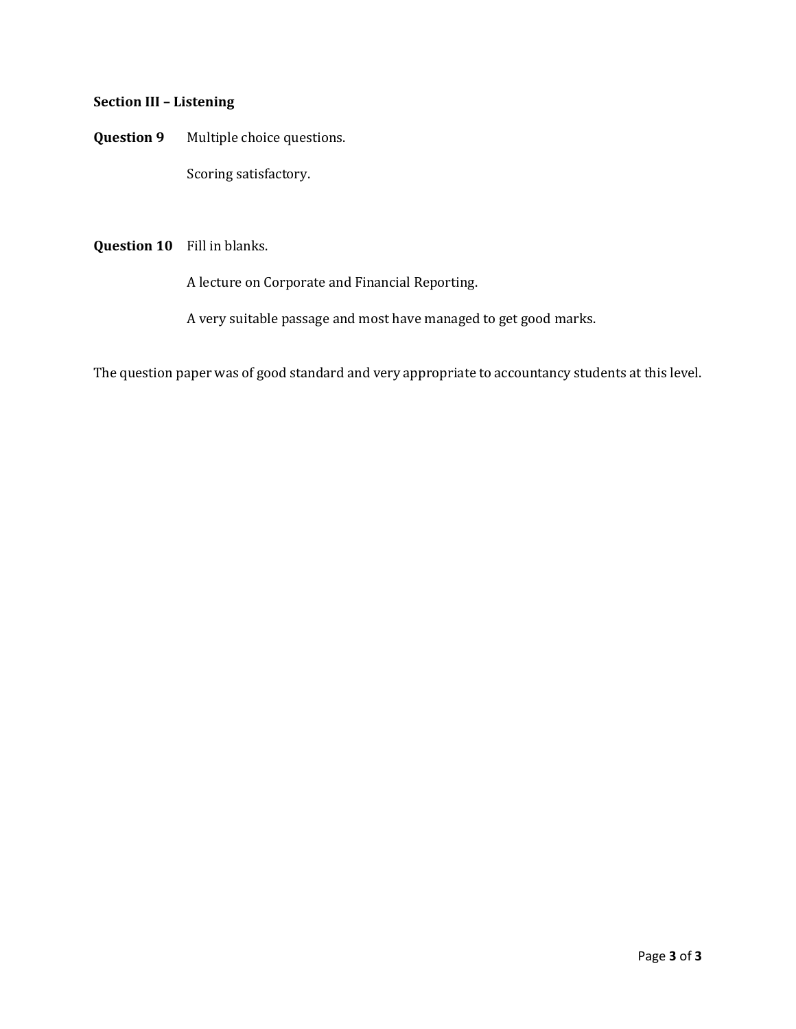**Section III – Listening**

**Question 9** Multiple choice questions.

Scoring satisfactory.

**Question 10** Fill in blanks.

A lecture on Corporate and Financial Reporting.

A very suitable passage and most have managed to get good marks.

The question paper was of good standard and very appropriate to accountancy students at this level.